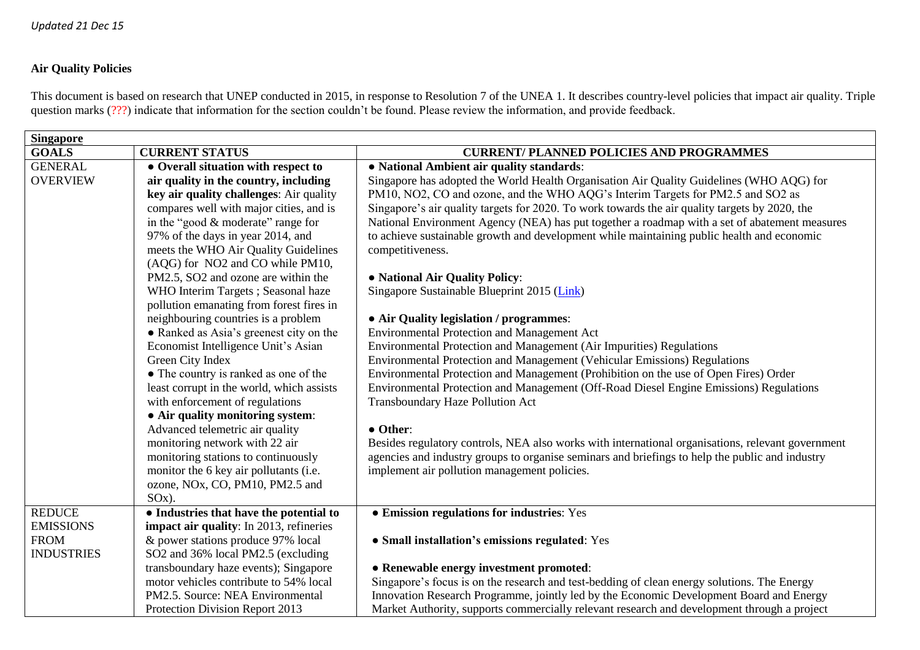*Updated 21 Dec 15*

**Air Quality Policies**

This document is based on research that UNEP conducted in 2015, in response to Resolution 7 of the UNEA 1. It describes country-level policies that impact air quality. Triple question marks (???) indicate that information for the section couldn't be found. Please review the information, and provide feedback.

| **Singapore** | | |
|---|---|---|
| **GOALS** | **CURRENT STATUS** | **CURRENT/ PLANNED POLICIES AND PROGRAMMES** |
| GENERAL OVERVIEW | • **Overall situation with respect to air quality in the country, including key air quality challenges**: Air quality compares well with major cities, and is in the "good & moderate" range for 97% of the days in year 2014, and meets the WHO Air Quality Guidelines (AQG) for NO2 and CO while PM10, PM2.5, SO2 and ozone are within the WHO Interim Targets ; Seasonal haze pollution emanating from forest fires in neighbouring countries is a problem<br>• Ranked as Asia's greenest city on the Economist Intelligence Unit's Asian Green City Index<br>• The country is ranked as one of the least corrupt in the world, which assists with enforcement of regulations<br>• **Air quality monitoring system**: Advanced telemetric air quality monitoring network with 22 air monitoring stations to continuously monitor the 6 key air pollutants (i.e. ozone, NOx, CO, PM10, PM2.5 and SOx). | • **National Ambient air quality standards**:<br>Singapore has adopted the World Health Organisation Air Quality Guidelines (WHO AQG) for PM10, NO2, CO and ozone, and the WHO AQG's Interim Targets for PM2.5 and SO2 as Singapore's air quality targets for 2020. To work towards the air quality targets by 2020, the National Environment Agency (NEA) has put together a roadmap with a set of abatement measures to achieve sustainable growth and development while maintaining public health and economic competitiveness.<br><br>• **National Air Quality Policy**:<br>Singapore Sustainable Blueprint 2015 (Link)<br><br>• **Air Quality legislation / programmes**:<br>Environmental Protection and Management Act<br>Environmental Protection and Management (Air Impurities) Regulations<br>Environmental Protection and Management (Vehicular Emissions) Regulations<br>Environmental Protection and Management (Prohibition on the use of Open Fires) Order<br>Environmental Protection and Management (Off-Road Diesel Engine Emissions) Regulations<br>Transboundary Haze Pollution Act<br><br>• **Other**:<br>Besides regulatory controls, NEA also works with international organisations, relevant government agencies and industry groups to organise seminars and briefings to help the public and industry implement air pollution management policies. |
| REDUCE EMISSIONS FROM INDUSTRIES | • **Industries that have the potential to impact air quality**: In 2013, refineries & power stations produce 97% local SO2 and 36% local PM2.5 (excluding transboundary haze events); Singapore motor vehicles contribute to 54% local PM2.5. Source: NEA Environmental Protection Division Report 2013 | • **Emission regulations for industries**: Yes<br><br>• **Small installation's emissions regulated**: Yes<br><br>• **Renewable energy investment promoted**:<br>Singapore's focus is on the research and test-bedding of clean energy solutions. The Energy Innovation Research Programme, jointly led by the Economic Development Board and Energy Market Authority, supports commercially relevant research and development through a project |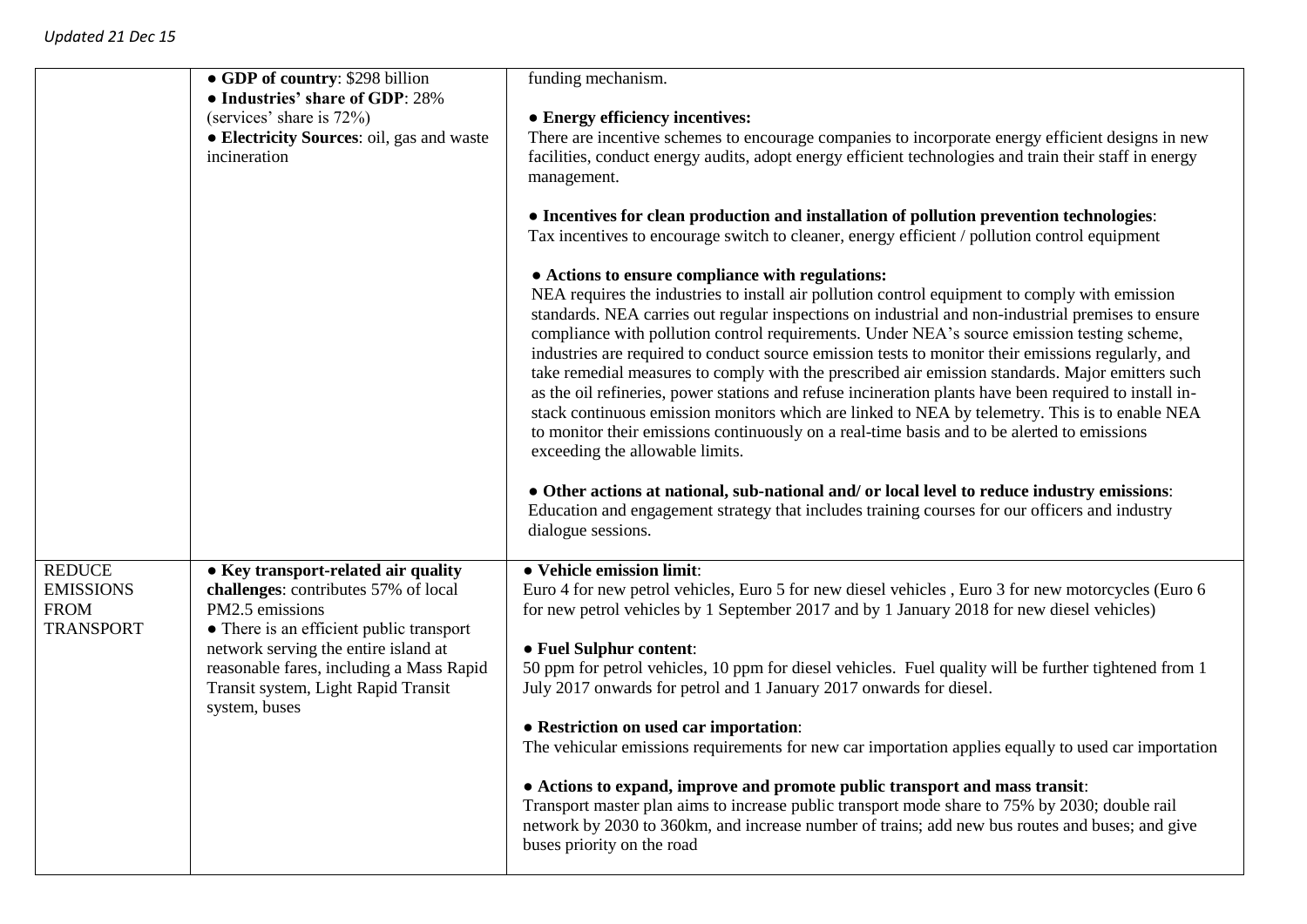| | | |
|---|---|---|
| | ● **GDP of country**: \$298 billion<br>● **Industries' share of GDP**: 28% (services' share is 72%)<br>● **Electricity Sources**: oil, gas and waste incineration | funding mechanism.<br><br>● **Energy efficiency incentives:**<br>There are incentive schemes to encourage companies to incorporate energy efficient designs in new facilities, conduct energy audits, adopt energy efficient technologies and train their staff in energy management.<br><br>● **Incentives for clean production and installation of pollution prevention technologies**:<br>Tax incentives to encourage switch to cleaner, energy efficient / pollution control equipment<br><br>● **Actions to ensure compliance with regulations:**<br>NEA requires the industries to install air pollution control equipment to comply with emission standards. NEA carries out regular inspections on industrial and non-industrial premises to ensure compliance with pollution control requirements. Under NEA's source emission testing scheme, industries are required to conduct source emission tests to monitor their emissions regularly, and take remedial measures to comply with the prescribed air emission standards. Major emitters such as the oil refineries, power stations and refuse incineration plants have been required to install in-stack continuous emission monitors which are linked to NEA by telemetry. This is to enable NEA to monitor their emissions continuously on a real-time basis and to be alerted to emissions exceeding the allowable limits.<br><br>● **Other actions at national, sub-national and/ or local level to reduce industry emissions**:<br>Education and engagement strategy that includes training courses for our officers and industry dialogue sessions. |
| REDUCE EMISSIONS FROM TRANSPORT | ● **Key transport-related air quality challenges**: contributes 57% of local PM2.5 emissions<br>● There is an efficient public transport network serving the entire island at reasonable fares, including a Mass Rapid Transit system, Light Rapid Transit system, buses | ● **Vehicle emission limit**:<br>Euro 4 for new petrol vehicles, Euro 5 for new diesel vehicles , Euro 3 for new motorcycles (Euro 6 for new petrol vehicles by 1 September 2017 and by 1 January 2018 for new diesel vehicles)<br><br>● **Fuel Sulphur content**:<br>50 ppm for petrol vehicles, 10 ppm for diesel vehicles. Fuel quality will be further tightened from 1 July 2017 onwards for petrol and 1 January 2017 onwards for diesel.<br><br>● **Restriction on used car importation**:<br>The vehicular emissions requirements for new car importation applies equally to used car importation<br><br>● **Actions to expand, improve and promote public transport and mass transit**:<br>Transport master plan aims to increase public transport mode share to 75% by 2030; double rail network by 2030 to 360km, and increase number of trains; add new bus routes and buses; and give buses priority on the road |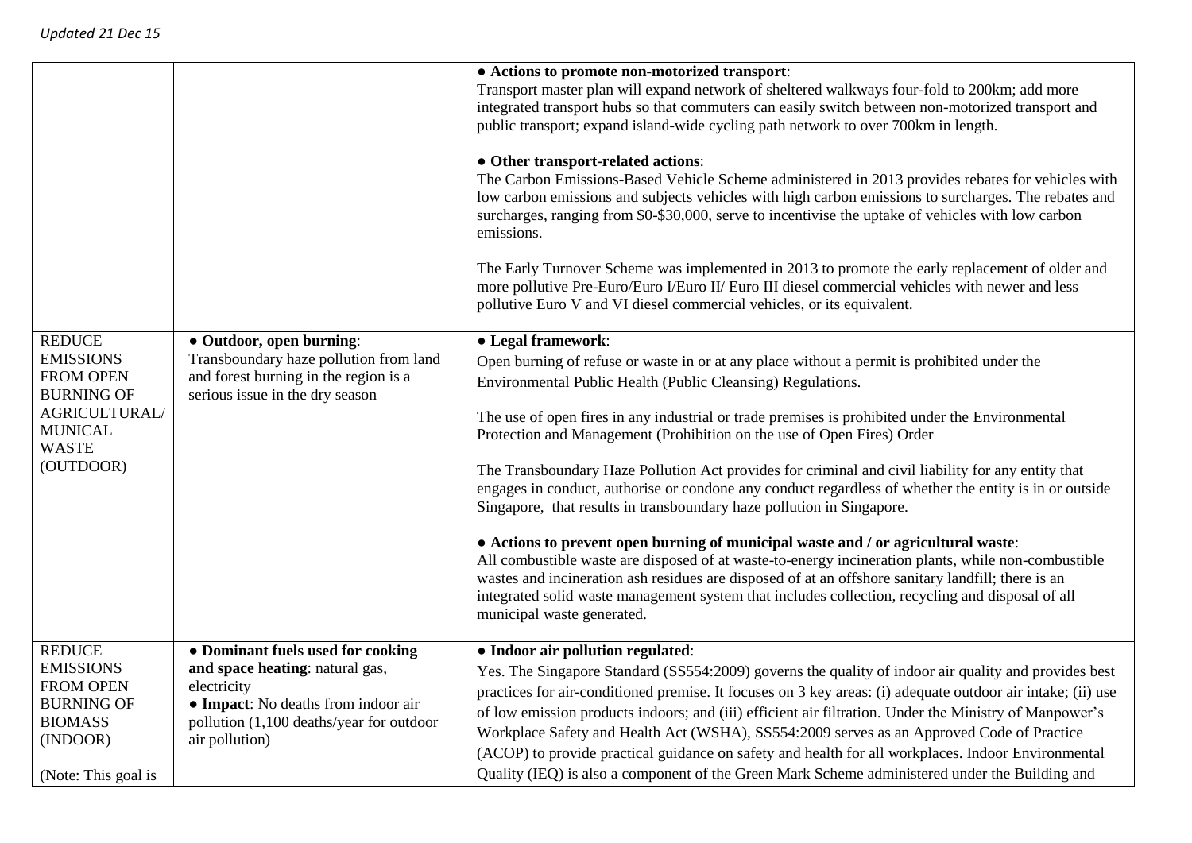| | | |
|---|---|---|
| | | **● Actions to promote non-motorized transport**:<br>Transport master plan will expand network of sheltered walkways four-fold to 200km; add more integrated transport hubs so that commuters can easily switch between non-motorized transport and public transport; expand island-wide cycling path network to over 700km in length.<br><br>**● Other transport-related actions**:<br>The Carbon Emissions-Based Vehicle Scheme administered in 2013 provides rebates for vehicles with low carbon emissions and subjects vehicles with high carbon emissions to surcharges. The rebates and surcharges, ranging from $0-$30,000, serve to incentivise the uptake of vehicles with low carbon emissions.<br><br>The Early Turnover Scheme was implemented in 2013 to promote the early replacement of older and more pollutive Pre-Euro/Euro I/Euro II/ Euro III diesel commercial vehicles with newer and less pollutive Euro V and VI diesel commercial vehicles, or its equivalent. |
| REDUCE EMISSIONS FROM OPEN BURNING OF AGRICULTURAL/ MUNICAL WASTE (OUTDOOR) | **● Outdoor, open burning**:<br>Transboundary haze pollution from land and forest burning in the region is a serious issue in the dry season | **● Legal framework**:<br>Open burning of refuse or waste in or at any place without a permit is prohibited under the Environmental Public Health (Public Cleansing) Regulations.<br><br>The use of open fires in any industrial or trade premises is prohibited under the Environmental Protection and Management (Prohibition on the use of Open Fires) Order<br><br>The Transboundary Haze Pollution Act provides for criminal and civil liability for any entity that engages in conduct, authorise or condone any conduct regardless of whether the entity is in or outside Singapore, that results in transboundary haze pollution in Singapore.<br><br>**● Actions to prevent open burning of municipal waste and / or agricultural waste**:<br>All combustible waste are disposed of at waste-to-energy incineration plants, while non-combustible wastes and incineration ash residues are disposed of at an offshore sanitary landfill; there is an integrated solid waste management system that includes collection, recycling and disposal of all municipal waste generated. |
| REDUCE EMISSIONS FROM OPEN BURNING OF BIOMASS (INDOOR)<br><br>(Note: This goal is | **● Dominant fuels used for cooking and space heating**: natural gas, electricity<br>**● Impact**: No deaths from indoor air pollution (1,100 deaths/year for outdoor air pollution) | **● Indoor air pollution regulated**:<br>Yes. The Singapore Standard (SS554:2009) governs the quality of indoor air quality and provides best practices for air-conditioned premise. It focuses on 3 key areas: (i) adequate outdoor air intake; (ii) use of low emission products indoors; and (iii) efficient air filtration. Under the Ministry of Manpower's Workplace Safety and Health Act (WSHA), SS554:2009 serves as an Approved Code of Practice (ACOP) to provide practical guidance on safety and health for all workplaces. Indoor Environmental Quality (IEQ) is also a component of the Green Mark Scheme administered under the Building and |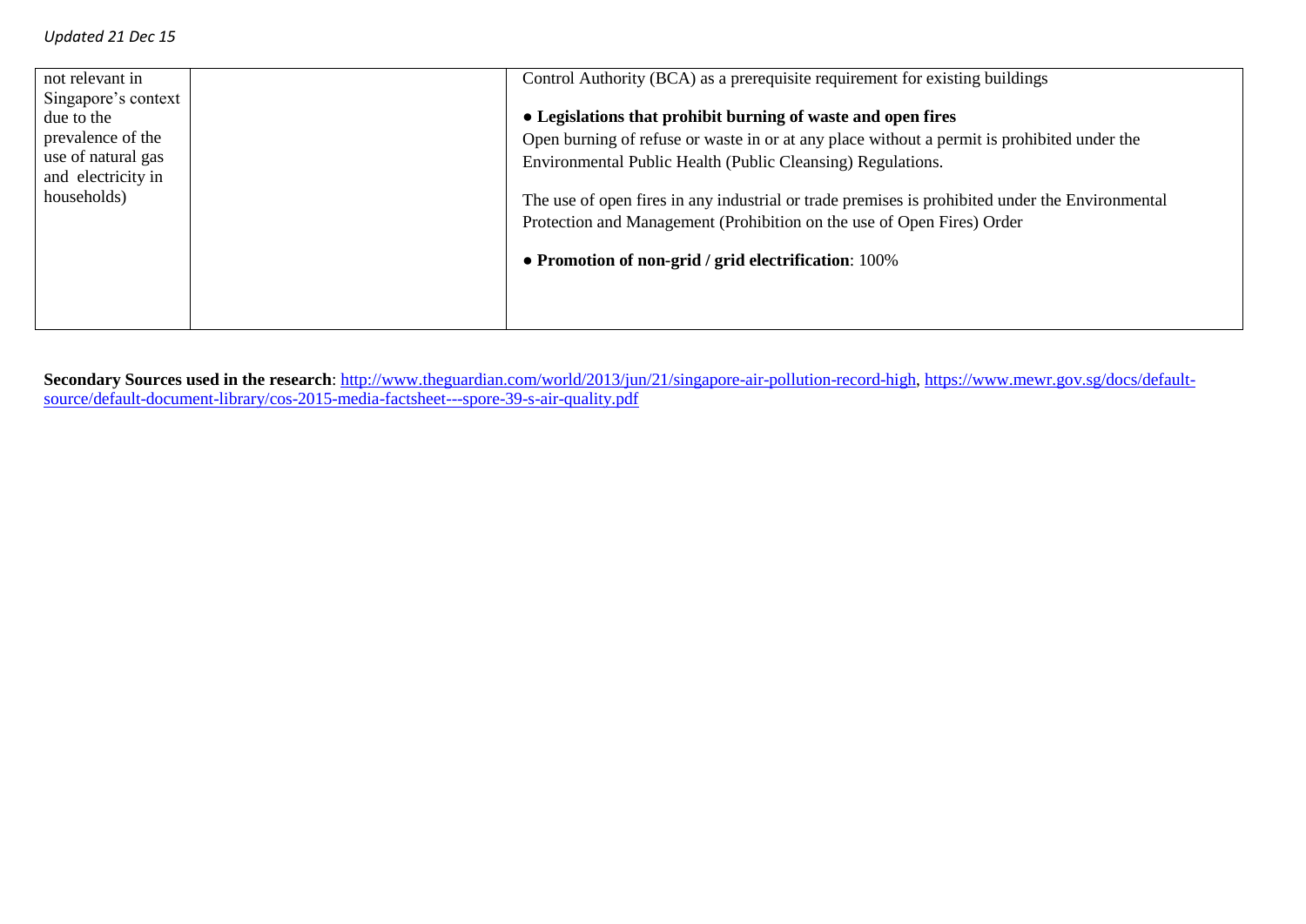| | | |
|---|---|---|
| not relevant in Singapore's context due to the prevalence of the use of natural gas and electricity in households) | | Control Authority (BCA) as a prerequisite requirement for existing buildings<br><br>● **Legislations that prohibit burning of waste and open fires**<br>Open burning of refuse or waste in or at any place without a permit is prohibited under the Environmental Public Health (Public Cleansing) Regulations.<br><br>The use of open fires in any industrial or trade premises is prohibited under the Environmental Protection and Management (Prohibition on the use of Open Fires) Order<br><br>● **Promotion of non-grid / grid electrification**: 100% |

**Secondary Sources used in the research**: http://www.theguardian.com/world/2013/jun/21/singapore-air-pollution-record-high, https://www.mewr.gov.sg/docs/default-source/default-document-library/cos-2015-media-factsheet---spore-39-s-air-quality.pdf